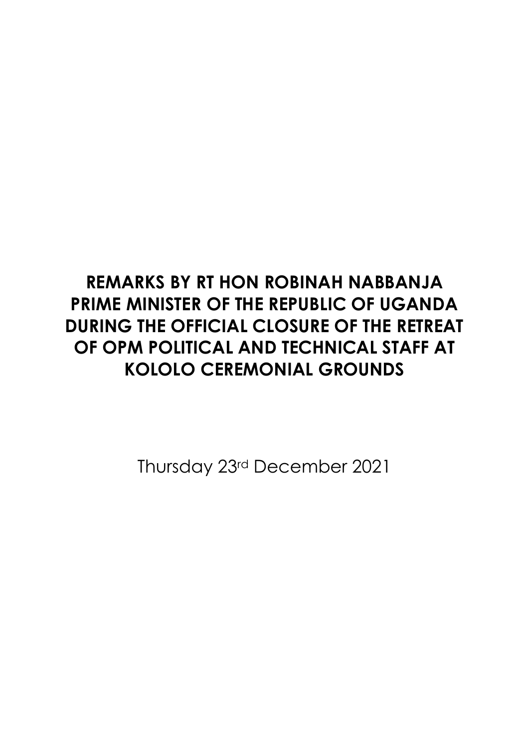# REMARKS BY RT HON ROBINAH NABBANJA PRIME MINISTER OF THE REPUBLIC OF UGANDA DURING THE OFFICIAL CLOSURE OF THE RETREAT OF OPM POLITICAL AND TECHNICAL STAFF AT KOLOLO CEREMONIAL GROUNDS

Thursday 23rd December 2021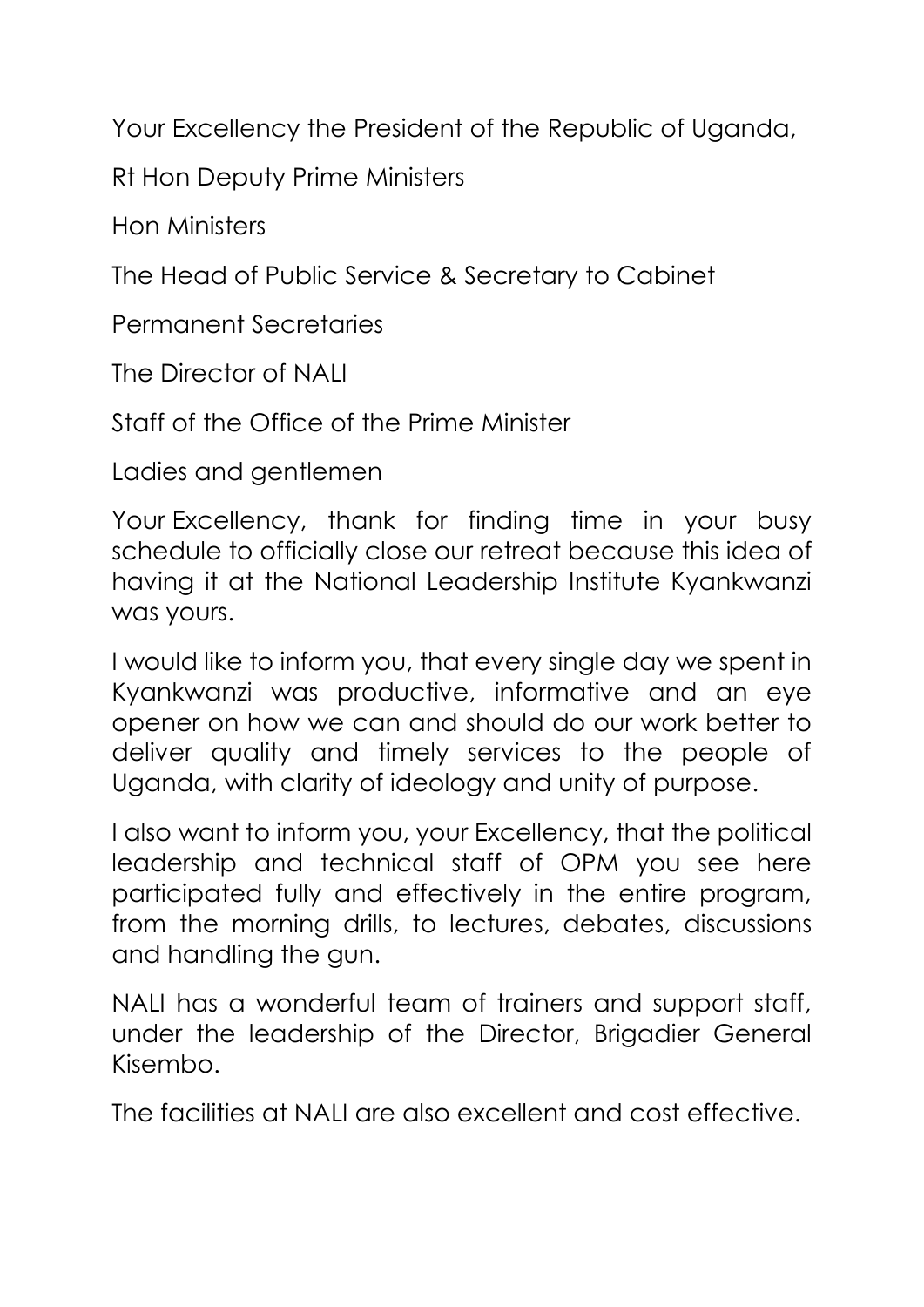Your Excellency the President of the Republic of Uganda,

Rt Hon Deputy Prime Ministers

Hon Ministers

The Head of Public Service & Secretary to Cabinet

Permanent Secretaries

The Director of NALI

Staff of the Office of the Prime Minister

Ladies and gentlemen

Your Excellency, thank for finding time in your busy schedule to officially close our retreat because this idea of having it at the National Leadership Institute Kyankwanzi was yours.

I would like to inform you, that every single day we spent in Kyankwanzi was productive, informative and an eye opener on how we can and should do our work better to deliver quality and timely services to the people of Uganda, with clarity of ideology and unity of purpose.

I also want to inform you, your Excellency, that the political leadership and technical staff of OPM you see here participated fully and effectively in the entire program, from the morning drills, to lectures, debates, discussions and handling the gun.

NALI has a wonderful team of trainers and support staff, under the leadership of the Director, Brigadier General Kisembo.

The facilities at NALI are also excellent and cost effective.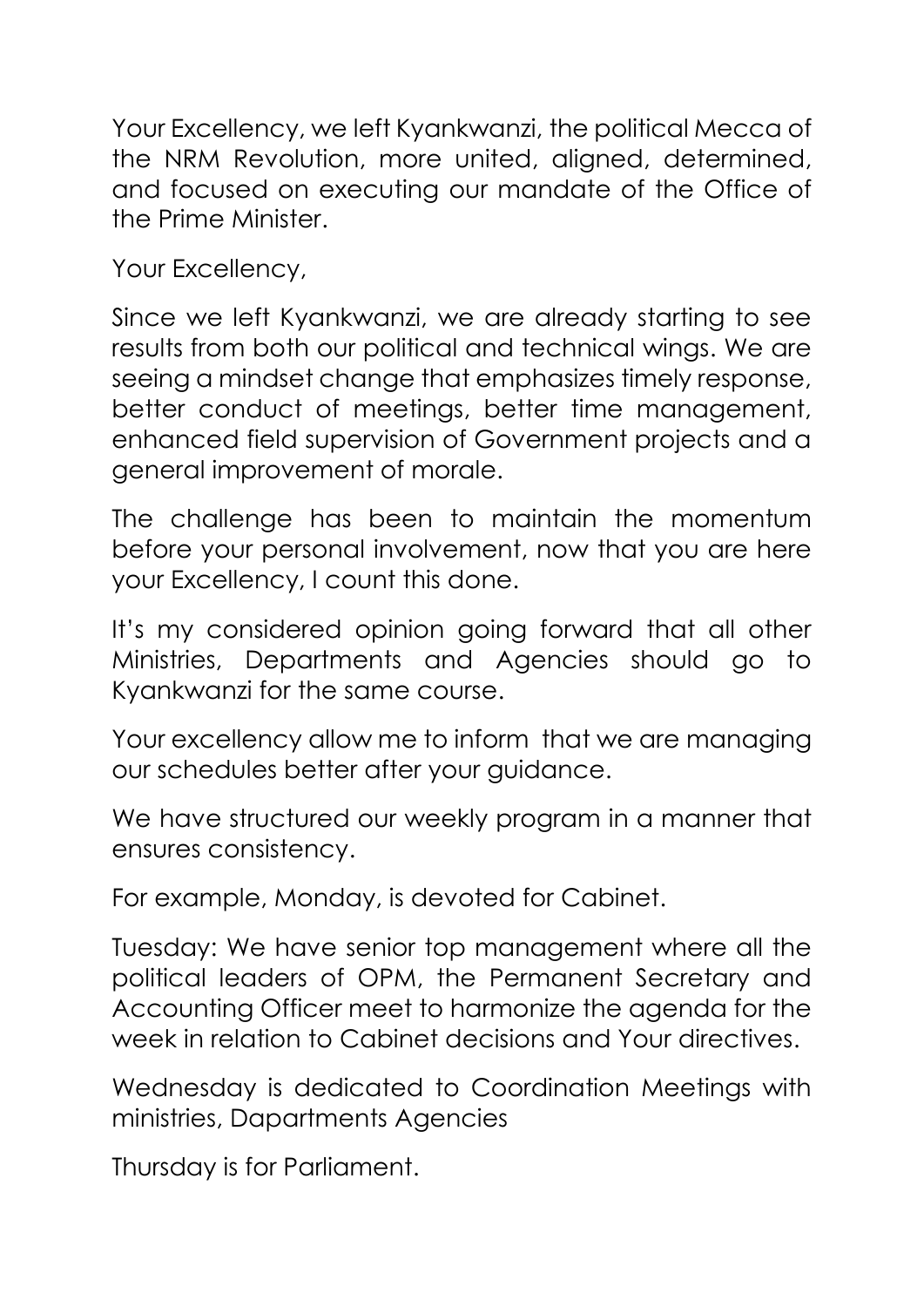Your Excellency, we left Kyankwanzi, the political Mecca of the NRM Revolution, more united, aligned, determined, and focused on executing our mandate of the Office of the Prime Minister.

Your Excellency,

Since we left Kyankwanzi, we are already starting to see results from both our political and technical wings. We are seeing a mindset change that emphasizes timely response, better conduct of meetings, better time management, enhanced field supervision of Government projects and a general improvement of morale.

The challenge has been to maintain the momentum before your personal involvement, now that you are here your Excellency, I count this done.

It's my considered opinion going forward that all other Ministries, Departments and Agencies should go to Kyankwanzi for the same course.

Your excellency allow me to inform that we are managing our schedules better after your guidance.

We have structured our weekly program in a manner that ensures consistency.

For example, Monday, is devoted for Cabinet.

Tuesday: We have senior top management where all the political leaders of OPM, the Permanent Secretary and Accounting Officer meet to harmonize the agenda for the week in relation to Cabinet decisions and Your directives.

Wednesday is dedicated to Coordination Meetings with ministries, Dapartments Agencies

Thursday is for Parliament.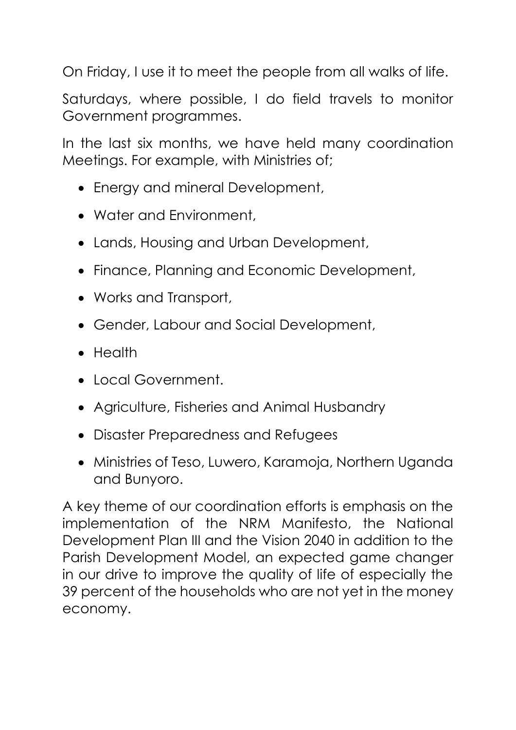On Friday, I use it to meet the people from all walks of life.

Saturdays, where possible, I do field travels to monitor Government programmes.

In the last six months, we have held many coordination Meetings. For example, with Ministries of;

- Energy and mineral Development,
- Water and Environment,
- Lands, Housing and Urban Development,
- Finance, Planning and Economic Development,
- Works and Transport,
- Gender, Labour and Social Development,
- Health
- Local Government.
- Agriculture, Fisheries and Animal Husbandry
- Disaster Preparedness and Refugees
- Ministries of Teso, Luwero, Karamoja, Northern Uganda and Bunyoro.

A key theme of our coordination efforts is emphasis on the implementation of the NRM Manifesto, the National Development Plan III and the Vision 2040 in addition to the Parish Development Model, an expected game changer in our drive to improve the quality of life of especially the 39 percent of the households who are not yet in the money economy.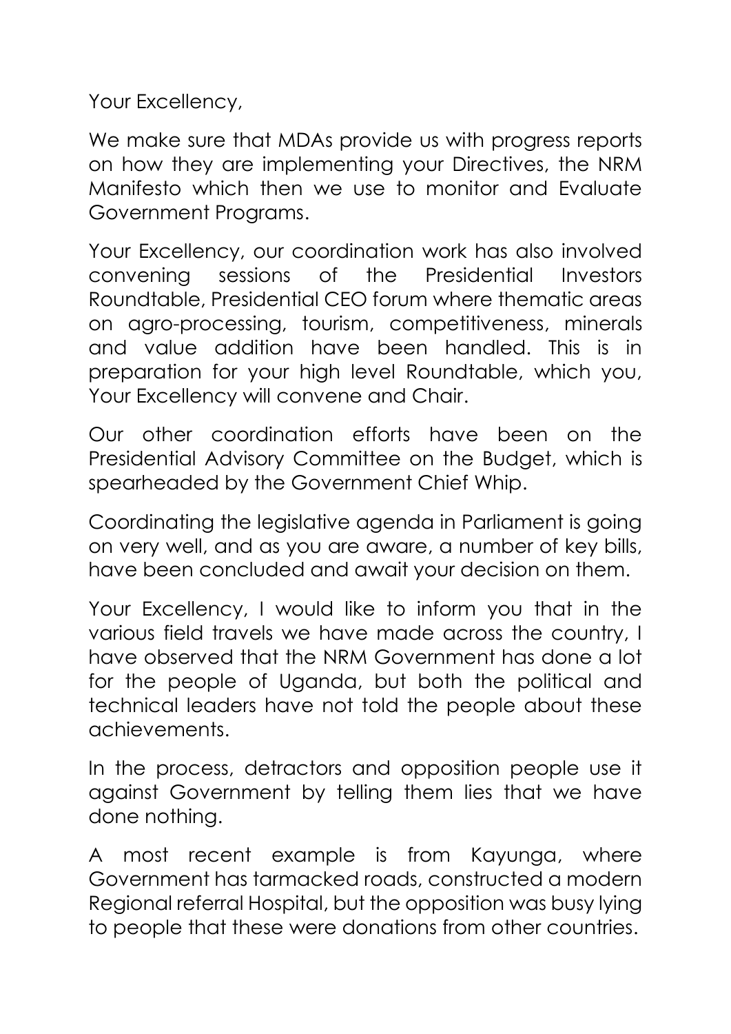Your Excellency,

We make sure that MDAs provide us with progress reports on how they are implementing your Directives, the NRM Manifesto which then we use to monitor and Evaluate Government Programs.

Your Excellency, our coordination work has also involved convening sessions of the Presidential Investors Roundtable, Presidential CEO forum where thematic areas on agro-processing, tourism, competitiveness, minerals and value addition have been handled. This is in preparation for your high level Roundtable, which you, Your Excellency will convene and Chair.

Our other coordination efforts have been on the Presidential Advisory Committee on the Budget, which is spearheaded by the Government Chief Whip.

Coordinating the legislative agenda in Parliament is going on very well, and as you are aware, a number of key bills, have been concluded and await your decision on them.

Your Excellency, I would like to inform you that in the various field travels we have made across the country, I have observed that the NRM Government has done a lot for the people of Uganda, but both the political and technical leaders have not told the people about these achievements.

In the process, detractors and opposition people use it against Government by telling them lies that we have done nothing.

A most recent example is from Kayunga, where Government has tarmacked roads, constructed a modern Regional referral Hospital, but the opposition was busy lying to people that these were donations from other countries.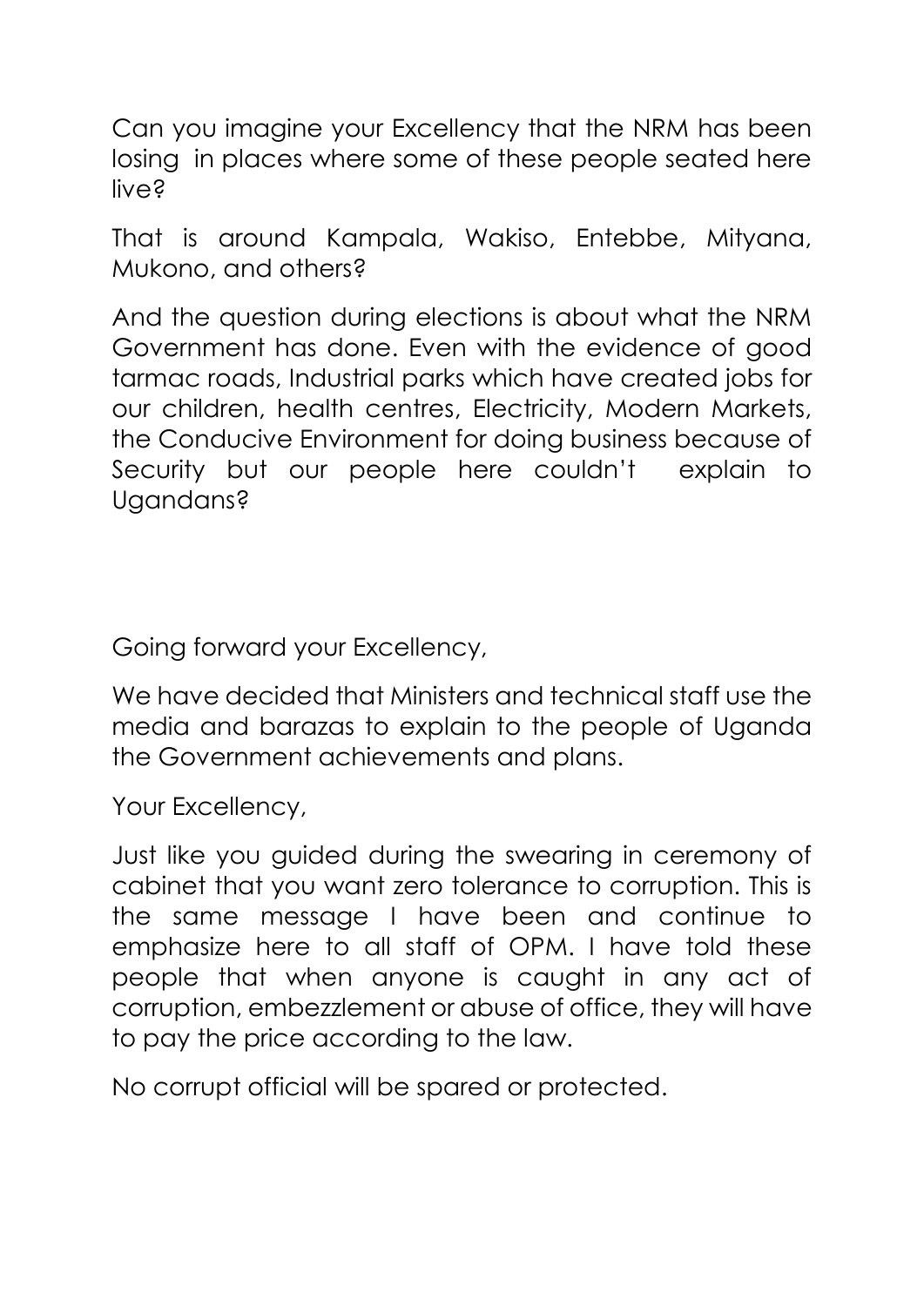Can you imagine your Excellency that the NRM has been losing in places where some of these people seated here live?

That is around Kampala, Wakiso, Entebbe, Mityana, Mukono, and others?

And the question during elections is about what the NRM Government has done. Even with the evidence of good tarmac roads, Industrial parks which have created jobs for our children, health centres, Electricity, Modern Markets, the Conducive Environment for doing business because of Security but our people here couldn't explain to Ugandans?

Going forward your Excellency,

We have decided that Ministers and technical staff use the media and barazas to explain to the people of Uganda the Government achievements and plans.

Your Excellency,

Just like you guided during the swearing in ceremony of cabinet that you want zero tolerance to corruption. This is the same message I have been and continue to emphasize here to all staff of OPM. I have told these people that when anyone is caught in any act of corruption, embezzlement or abuse of office, they will have to pay the price according to the law.

No corrupt official will be spared or protected.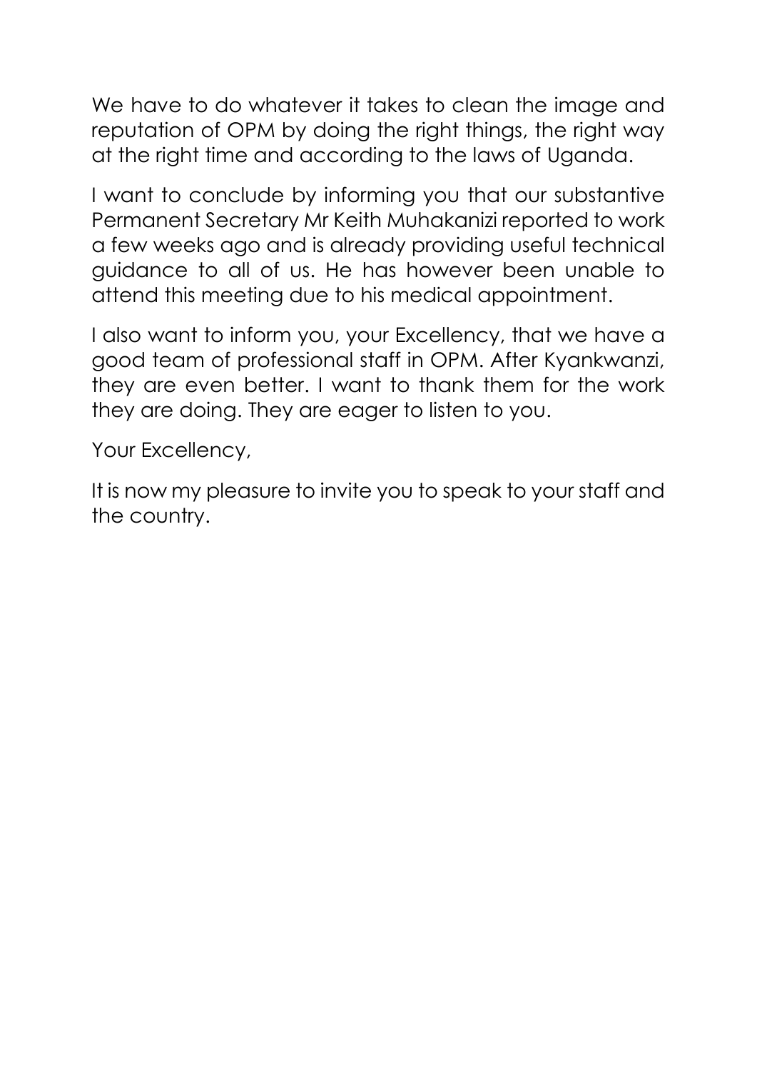We have to do whatever it takes to clean the image and reputation of OPM by doing the right things, the right way at the right time and according to the laws of Uganda.

I want to conclude by informing you that our substantive Permanent Secretary Mr Keith Muhakanizi reported to work a few weeks ago and is already providing useful technical guidance to all of us. He has however been unable to attend this meeting due to his medical appointment.

I also want to inform you, your Excellency, that we have a good team of professional staff in OPM. After Kyankwanzi, they are even better. I want to thank them for the work they are doing. They are eager to listen to you.

Your Excellency,

It is now my pleasure to invite you to speak to your staff and the country.